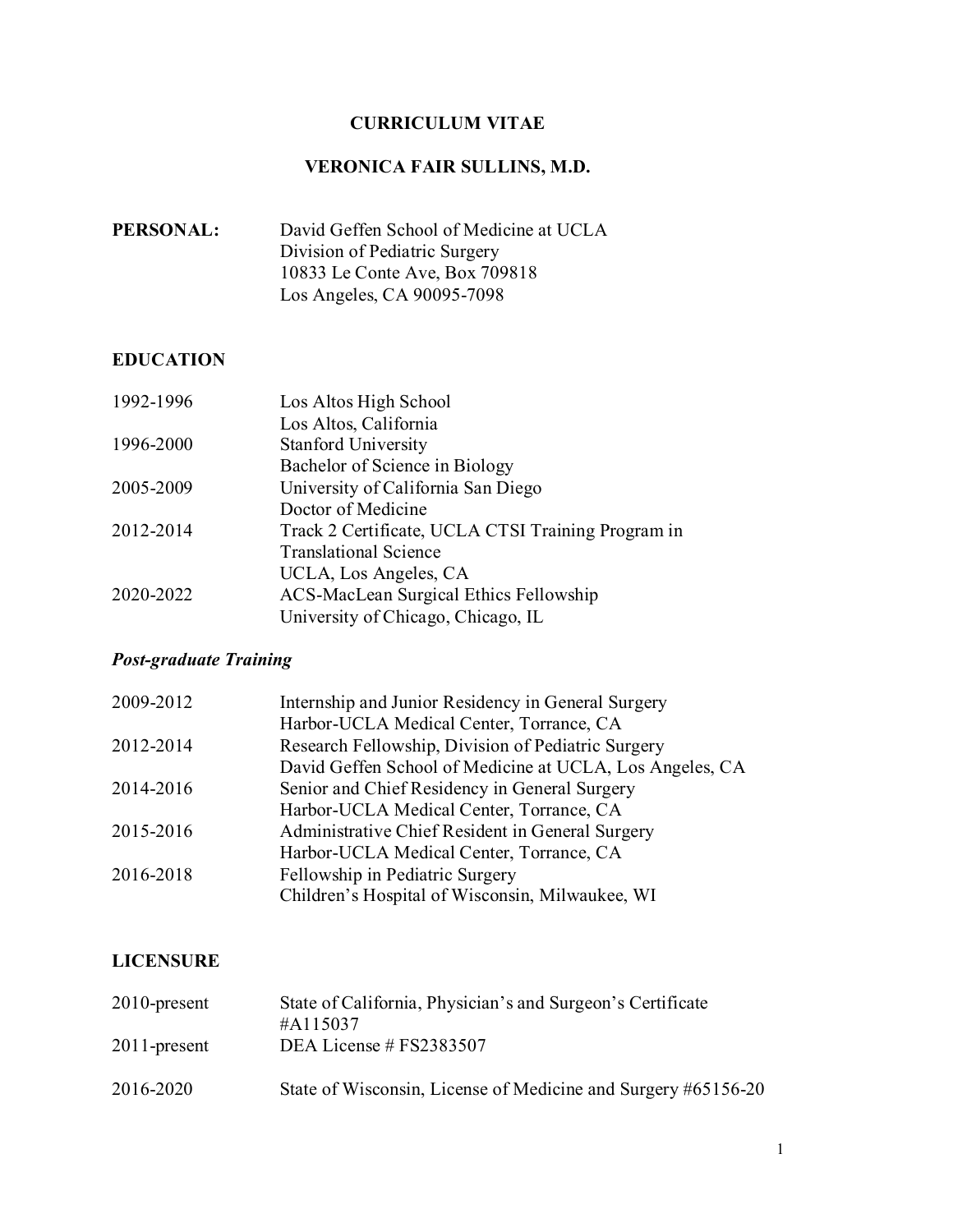# CURRICULUM VITAE

## VERONICA FAIR SULLINS, M.D.

**PERSONAL:**

David Geffen School of Medicine at UCLA
Division of Pediatric Surgery
10833 Le Conte Ave, Box 709818
Los Angeles, CA 90095-7098

## EDUCATION

| | |
|---|---|
| 1992-1996 | Los Altos High School<br>Los Altos, California |
| 1996-2000 | Stanford University<br>Bachelor of Science in Biology |
| 2005-2009 | University of California San Diego<br>Doctor of Medicine |
| 2012-2014 | Track 2 Certificate, UCLA CTSI Training Program in Translational Science<br>UCLA, Los Angeles, CA |
| 2020-2022 | ACS-MacLean Surgical Ethics Fellowship<br>University of Chicago, Chicago, IL |

### *Post-graduate Training*

| | |
|---|---|
| 2009-2012 | Internship and Junior Residency in General Surgery<br>Harbor-UCLA Medical Center, Torrance, CA |
| 2012-2014 | Research Fellowship, Division of Pediatric Surgery<br>David Geffen School of Medicine at UCLA, Los Angeles, CA |
| 2014-2016 | Senior and Chief Residency in General Surgery<br>Harbor-UCLA Medical Center, Torrance, CA |
| 2015-2016 | Administrative Chief Resident in General Surgery<br>Harbor-UCLA Medical Center, Torrance, CA |
| 2016-2018 | Fellowship in Pediatric Surgery<br>Children's Hospital of Wisconsin, Milwaukee, WI |

## LICENSURE

| | |
|---|---|
| 2010-present | State of California, Physician's and Surgeon's Certificate #A115037 |
| 2011-present | DEA License # FS2383507 |
| 2016-2020 | State of Wisconsin, License of Medicine and Surgery #65156-20 |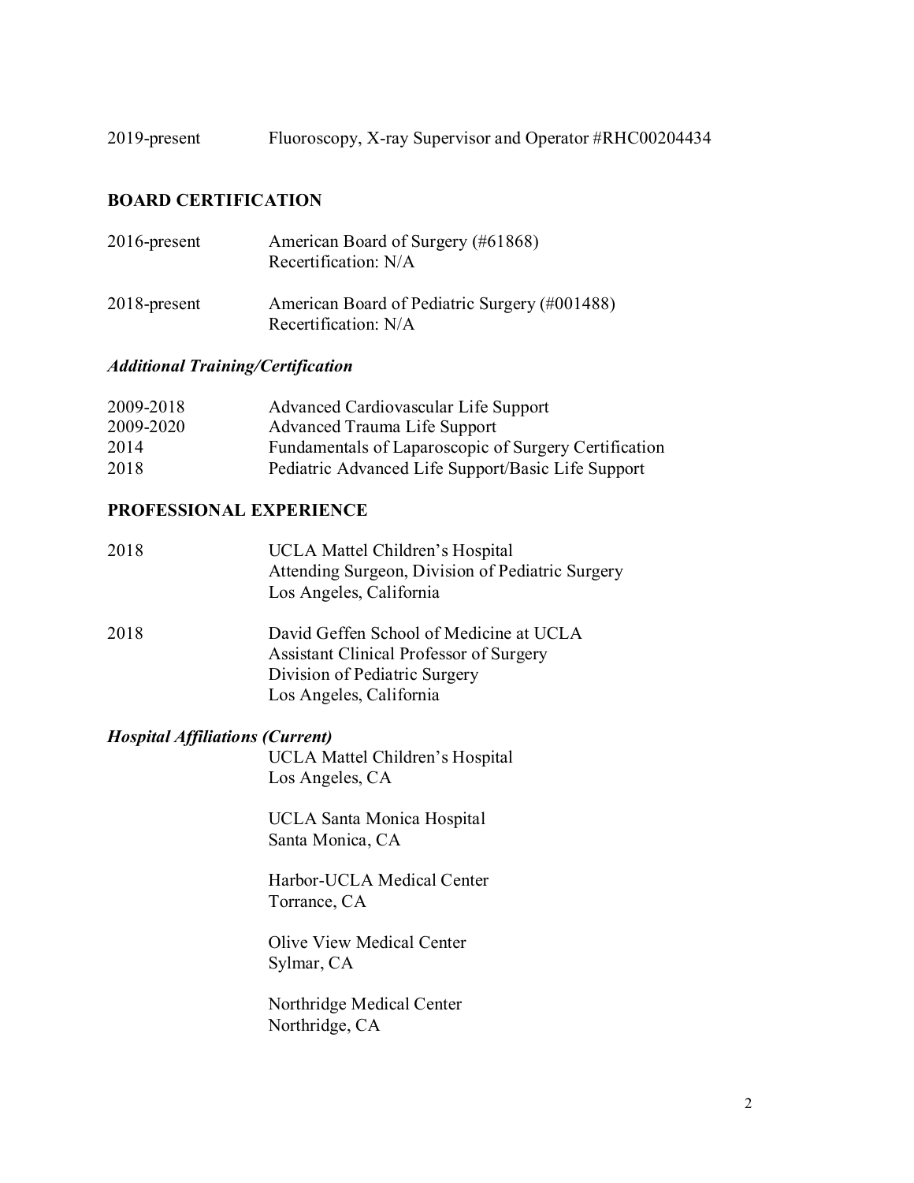2019-present Fluoroscopy, X-ray Supervisor and Operator #RHC00204434

## BOARD CERTIFICATION

2016-present American Board of Surgery (#61868)
Recertification: N/A

2018-present American Board of Pediatric Surgery (#001488)
Recertification: N/A

### *Additional Training/Certification*

2009-2018 Advanced Cardiovascular Life Support
2009-2020 Advanced Trauma Life Support
2014 Fundamentals of Laparoscopic of Surgery Certification
2018 Pediatric Advanced Life Support/Basic Life Support

## PROFESSIONAL EXPERIENCE

2018 UCLA Mattel Children's Hospital
Attending Surgeon, Division of Pediatric Surgery
Los Angeles, California

2018 David Geffen School of Medicine at UCLA
Assistant Clinical Professor of Surgery
Division of Pediatric Surgery
Los Angeles, California

### *Hospital Affiliations (Current)*

UCLA Mattel Children's Hospital
Los Angeles, CA

UCLA Santa Monica Hospital
Santa Monica, CA

Harbor-UCLA Medical Center
Torrance, CA

Olive View Medical Center
Sylmar, CA

Northridge Medical Center
Northridge, CA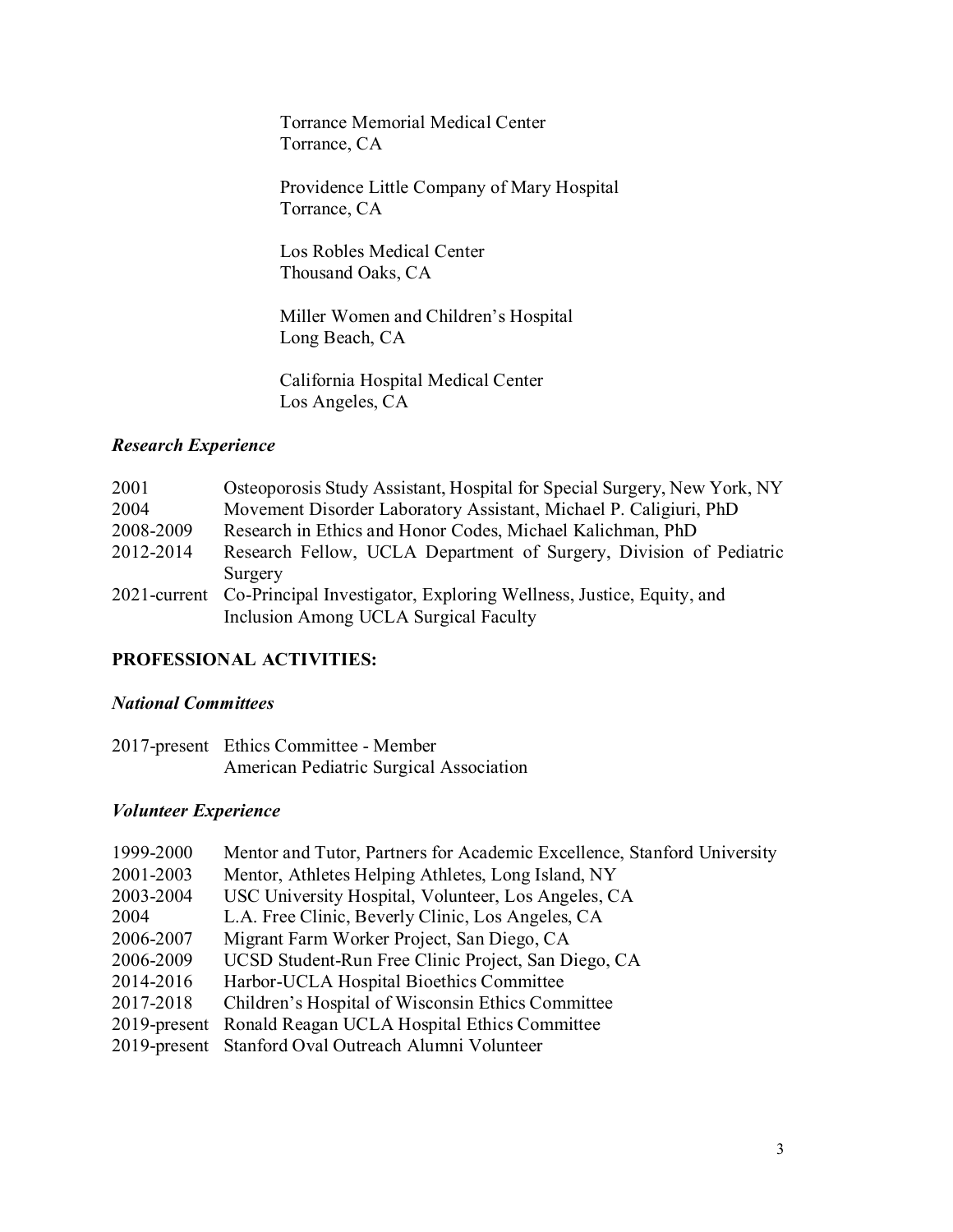Torrance Memorial Medical Center
Torrance, CA

Providence Little Company of Mary Hospital
Torrance, CA

Los Robles Medical Center
Thousand Oaks, CA

Miller Women and Children's Hospital
Long Beach, CA

California Hospital Medical Center
Los Angeles, CA

### *Research Experience*

| | |
|---|---|
| 2001 | Osteoporosis Study Assistant, Hospital for Special Surgery, New York, NY |
| 2004 | Movement Disorder Laboratory Assistant, Michael P. Caligiuri, PhD |
| 2008-2009 | Research in Ethics and Honor Codes, Michael Kalichman, PhD |
| 2012-2014 | Research Fellow, UCLA Department of Surgery, Division of Pediatric Surgery |
| 2021-current | Co-Principal Investigator, Exploring Wellness, Justice, Equity, and Inclusion Among UCLA Surgical Faculty |

## PROFESSIONAL ACTIVITIES:

### *National Committees*

| | |
|---|---|
| 2017-present | Ethics Committee - Member<br>American Pediatric Surgical Association |

### *Volunteer Experience*

| | |
|---|---|
| 1999-2000 | Mentor and Tutor, Partners for Academic Excellence, Stanford University |
| 2001-2003 | Mentor, Athletes Helping Athletes, Long Island, NY |
| 2003-2004 | USC University Hospital, Volunteer, Los Angeles, CA |
| 2004 | L.A. Free Clinic, Beverly Clinic, Los Angeles, CA |
| 2006-2007 | Migrant Farm Worker Project, San Diego, CA |
| 2006-2009 | UCSD Student-Run Free Clinic Project, San Diego, CA |
| 2014-2016 | Harbor-UCLA Hospital Bioethics Committee |
| 2017-2018 | Children's Hospital of Wisconsin Ethics Committee |
| 2019-present | Ronald Reagan UCLA Hospital Ethics Committee |
| 2019-present | Stanford Oval Outreach Alumni Volunteer |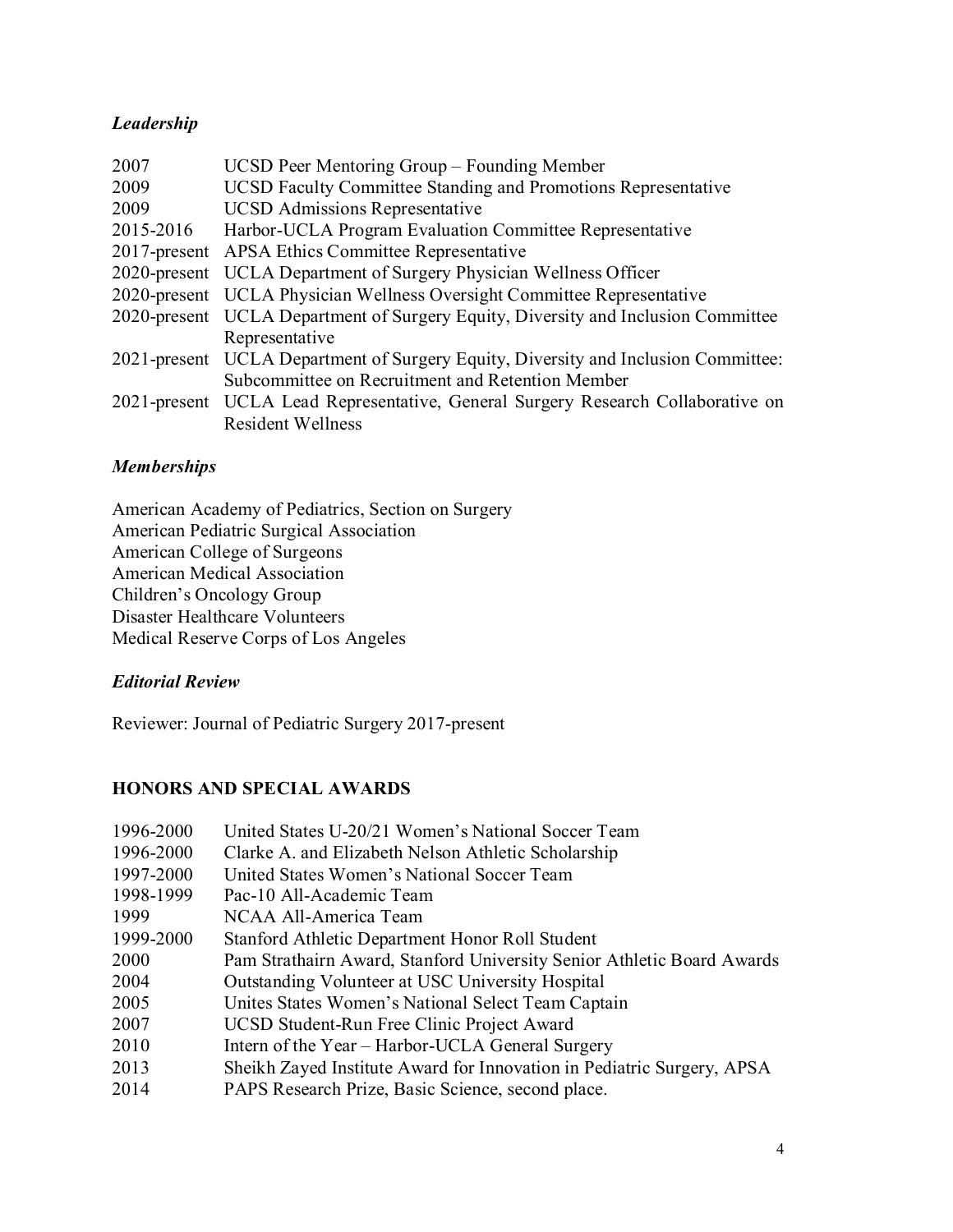### *Leadership*

| | |
|---|---|
| 2007 | UCSD Peer Mentoring Group – Founding Member |
| 2009 | UCSD Faculty Committee Standing and Promotions Representative |
| 2009 | UCSD Admissions Representative |
| 2015-2016 | Harbor-UCLA Program Evaluation Committee Representative |
| 2017-present | APSA Ethics Committee Representative |
| 2020-present | UCLA Department of Surgery Physician Wellness Officer |
| 2020-present | UCLA Physician Wellness Oversight Committee Representative |
| 2020-present | UCLA Department of Surgery Equity, Diversity and Inclusion Committee Representative |
| 2021-present | UCLA Department of Surgery Equity, Diversity and Inclusion Committee: Subcommittee on Recruitment and Retention Member |
| 2021-present | UCLA Lead Representative, General Surgery Research Collaborative on Resident Wellness |

### *Memberships*

American Academy of Pediatrics, Section on Surgery
American Pediatric Surgical Association
American College of Surgeons
American Medical Association
Children's Oncology Group
Disaster Healthcare Volunteers
Medical Reserve Corps of Los Angeles

### *Editorial Review*

Reviewer: Journal of Pediatric Surgery 2017-present

## HONORS AND SPECIAL AWARDS

| | |
|---|---|
| 1996-2000 | United States U-20/21 Women's National Soccer Team |
| 1996-2000 | Clarke A. and Elizabeth Nelson Athletic Scholarship |
| 1997-2000 | United States Women's National Soccer Team |
| 1998-1999 | Pac-10 All-Academic Team |
| 1999 | NCAA All-America Team |
| 1999-2000 | Stanford Athletic Department Honor Roll Student |
| 2000 | Pam Strathairn Award, Stanford University Senior Athletic Board Awards |
| 2004 | Outstanding Volunteer at USC University Hospital |
| 2005 | Unites States Women's National Select Team Captain |
| 2007 | UCSD Student-Run Free Clinic Project Award |
| 2010 | Intern of the Year – Harbor-UCLA General Surgery |
| 2013 | Sheikh Zayed Institute Award for Innovation in Pediatric Surgery, APSA |
| 2014 | PAPS Research Prize, Basic Science, second place. |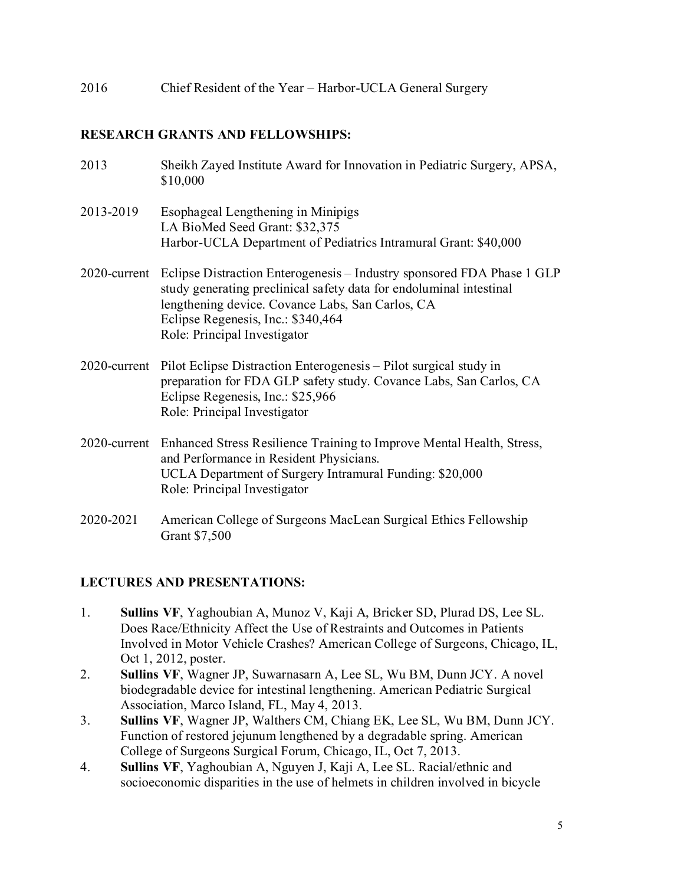2016 Chief Resident of the Year – Harbor-UCLA General Surgery

## RESEARCH GRANTS AND FELLOWSHIPS:

2013 Sheikh Zayed Institute Award for Innovation in Pediatric Surgery, APSA, $10,000

2013-2019 Esophageal Lengthening in Minipigs
LA BioMed Seed Grant: $32,375
Harbor-UCLA Department of Pediatrics Intramural Grant: $40,000

2020-current Eclipse Distraction Enterogenesis – Industry sponsored FDA Phase 1 GLP study generating preclinical safety data for endoluminal intestinal lengthening device. Covance Labs, San Carlos, CA
Eclipse Regenesis, Inc.: $340,464
Role: Principal Investigator

2020-current Pilot Eclipse Distraction Enterogenesis – Pilot surgical study in preparation for FDA GLP safety study. Covance Labs, San Carlos, CA
Eclipse Regenesis, Inc.: $25,966
Role: Principal Investigator

2020-current Enhanced Stress Resilience Training to Improve Mental Health, Stress, and Performance in Resident Physicians.
UCLA Department of Surgery Intramural Funding: $20,000
Role: Principal Investigator

2020-2021 American College of Surgeons MacLean Surgical Ethics Fellowship Grant $7,500

## LECTURES AND PRESENTATIONS:

1. **Sullins VF**, Yaghoubian A, Munoz V, Kaji A, Bricker SD, Plurad DS, Lee SL. Does Race/Ethnicity Affect the Use of Restraints and Outcomes in Patients Involved in Motor Vehicle Crashes? American College of Surgeons, Chicago, IL, Oct 1, 2012, poster.
2. **Sullins VF**, Wagner JP, Suwarnasarn A, Lee SL, Wu BM, Dunn JCY. A novel biodegradable device for intestinal lengthening. American Pediatric Surgical Association, Marco Island, FL, May 4, 2013.
3. **Sullins VF**, Wagner JP, Walthers CM, Chiang EK, Lee SL, Wu BM, Dunn JCY. Function of restored jejunum lengthened by a degradable spring. American College of Surgeons Surgical Forum, Chicago, IL, Oct 7, 2013.
4. **Sullins VF**, Yaghoubian A, Nguyen J, Kaji A, Lee SL. Racial/ethnic and socioeconomic disparities in the use of helmets in children involved in bicycle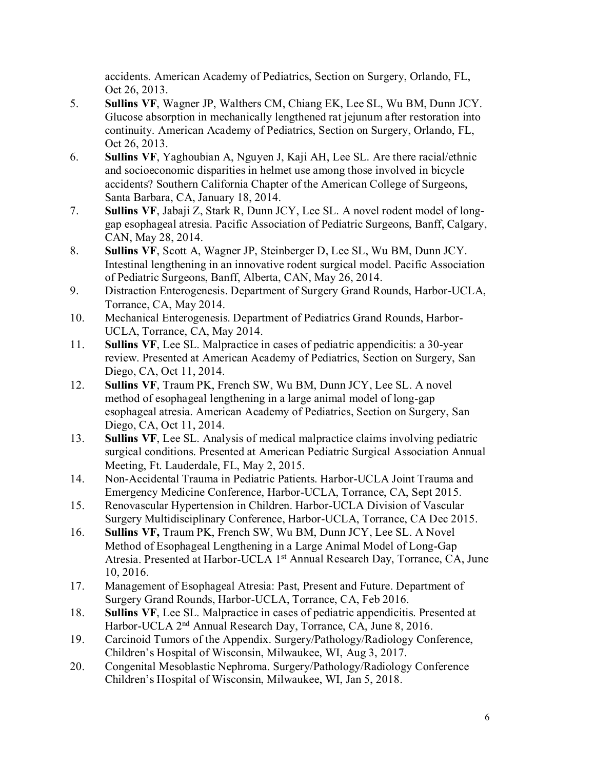accidents. American Academy of Pediatrics, Section on Surgery, Orlando, FL, Oct 26, 2013.

5. **Sullins VF**, Wagner JP, Walthers CM, Chiang EK, Lee SL, Wu BM, Dunn JCY. Glucose absorption in mechanically lengthened rat jejunum after restoration into continuity. American Academy of Pediatrics, Section on Surgery, Orlando, FL, Oct 26, 2013.
6. **Sullins VF**, Yaghoubian A, Nguyen J, Kaji AH, Lee SL. Are there racial/ethnic and socioeconomic disparities in helmet use among those involved in bicycle accidents? Southern California Chapter of the American College of Surgeons, Santa Barbara, CA, January 18, 2014.
7. **Sullins VF**, Jabaji Z, Stark R, Dunn JCY, Lee SL. A novel rodent model of long-gap esophageal atresia. Pacific Association of Pediatric Surgeons, Banff, Calgary, CAN, May 28, 2014.
8. **Sullins VF**, Scott A, Wagner JP, Steinberger D, Lee SL, Wu BM, Dunn JCY. Intestinal lengthening in an innovative rodent surgical model. Pacific Association of Pediatric Surgeons, Banff, Alberta, CAN, May 26, 2014.
9. Distraction Enterogenesis. Department of Surgery Grand Rounds, Harbor-UCLA, Torrance, CA, May 2014.
10. Mechanical Enterogenesis. Department of Pediatrics Grand Rounds, Harbor-UCLA, Torrance, CA, May 2014.
11. **Sullins VF**, Lee SL. Malpractice in cases of pediatric appendicitis: a 30-year review. Presented at American Academy of Pediatrics, Section on Surgery, San Diego, CA, Oct 11, 2014.
12. **Sullins VF**, Traum PK, French SW, Wu BM, Dunn JCY, Lee SL. A novel method of esophageal lengthening in a large animal model of long-gap esophageal atresia. American Academy of Pediatrics, Section on Surgery, San Diego, CA, Oct 11, 2014.
13. **Sullins VF**, Lee SL. Analysis of medical malpractice claims involving pediatric surgical conditions. Presented at American Pediatric Surgical Association Annual Meeting, Ft. Lauderdale, FL, May 2, 2015.
14. Non-Accidental Trauma in Pediatric Patients. Harbor-UCLA Joint Trauma and Emergency Medicine Conference, Harbor-UCLA, Torrance, CA, Sept 2015.
15. Renovascular Hypertension in Children. Harbor-UCLA Division of Vascular Surgery Multidisciplinary Conference, Harbor-UCLA, Torrance, CA Dec 2015.
16. **Sullins VF,** Traum PK, French SW, Wu BM, Dunn JCY, Lee SL. A Novel Method of Esophageal Lengthening in a Large Animal Model of Long-Gap Atresia. Presented at Harbor-UCLA 1st Annual Research Day, Torrance, CA, June 10, 2016.
17. Management of Esophageal Atresia: Past, Present and Future. Department of Surgery Grand Rounds, Harbor-UCLA, Torrance, CA, Feb 2016.
18. **Sullins VF**, Lee SL. Malpractice in cases of pediatric appendicitis. Presented at Harbor-UCLA 2nd Annual Research Day, Torrance, CA, June 8, 2016.
19. Carcinoid Tumors of the Appendix. Surgery/Pathology/Radiology Conference, Children's Hospital of Wisconsin, Milwaukee, WI, Aug 3, 2017.
20. Congenital Mesoblastic Nephroma. Surgery/Pathology/Radiology Conference Children's Hospital of Wisconsin, Milwaukee, WI, Jan 5, 2018.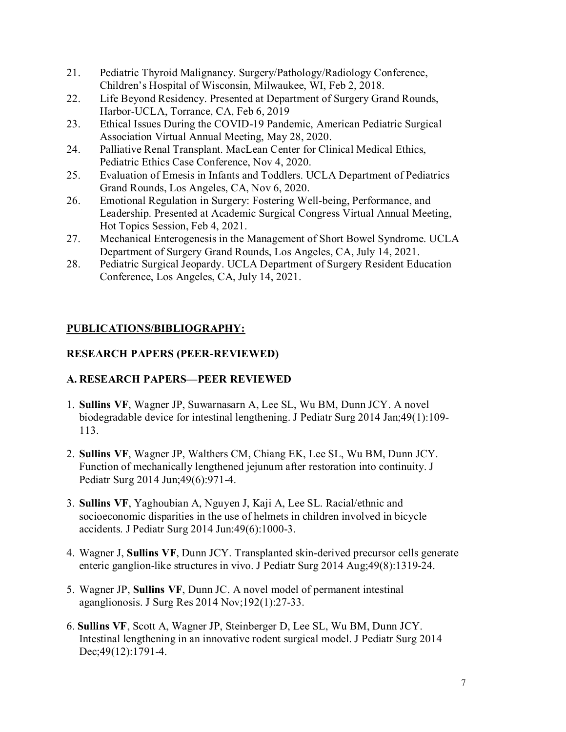21. Pediatric Thyroid Malignancy. Surgery/Pathology/Radiology Conference, Children's Hospital of Wisconsin, Milwaukee, WI, Feb 2, 2018.
22. Life Beyond Residency. Presented at Department of Surgery Grand Rounds, Harbor-UCLA, Torrance, CA, Feb 6, 2019
23. Ethical Issues During the COVID-19 Pandemic, American Pediatric Surgical Association Virtual Annual Meeting, May 28, 2020.
24. Palliative Renal Transplant. MacLean Center for Clinical Medical Ethics, Pediatric Ethics Case Conference, Nov 4, 2020.
25. Evaluation of Emesis in Infants and Toddlers. UCLA Department of Pediatrics Grand Rounds, Los Angeles, CA, Nov 6, 2020.
26. Emotional Regulation in Surgery: Fostering Well-being, Performance, and Leadership. Presented at Academic Surgical Congress Virtual Annual Meeting, Hot Topics Session, Feb 4, 2021.
27. Mechanical Enterogenesis in the Management of Short Bowel Syndrome. UCLA Department of Surgery Grand Rounds, Los Angeles, CA, July 14, 2021.
28. Pediatric Surgical Jeopardy. UCLA Department of Surgery Resident Education Conference, Los Angeles, CA, July 14, 2021.

## PUBLICATIONS/BIBLIOGRAPHY:

### RESEARCH PAPERS (PEER-REVIEWED)

### A. RESEARCH PAPERS—PEER REVIEWED

1. **Sullins VF**, Wagner JP, Suwarnasarn A, Lee SL, Wu BM, Dunn JCY. A novel biodegradable device for intestinal lengthening. J Pediatr Surg 2014 Jan;49(1):109-113.

2. **Sullins VF**, Wagner JP, Walthers CM, Chiang EK, Lee SL, Wu BM, Dunn JCY. Function of mechanically lengthened jejunum after restoration into continuity. J Pediatr Surg 2014 Jun;49(6):971-4.

3. **Sullins VF**, Yaghoubian A, Nguyen J, Kaji A, Lee SL. Racial/ethnic and socioeconomic disparities in the use of helmets in children involved in bicycle accidents. J Pediatr Surg 2014 Jun:49(6):1000-3.

4. Wagner J, **Sullins VF**, Dunn JCY. Transplanted skin-derived precursor cells generate enteric ganglion-like structures in vivo. J Pediatr Surg 2014 Aug;49(8):1319-24.

5. Wagner JP, **Sullins VF**, Dunn JC. A novel model of permanent intestinal aganglionosis. J Surg Res 2014 Nov;192(1):27-33.

6. **Sullins VF**, Scott A, Wagner JP, Steinberger D, Lee SL, Wu BM, Dunn JCY. Intestinal lengthening in an innovative rodent surgical model. J Pediatr Surg 2014 Dec;49(12):1791-4.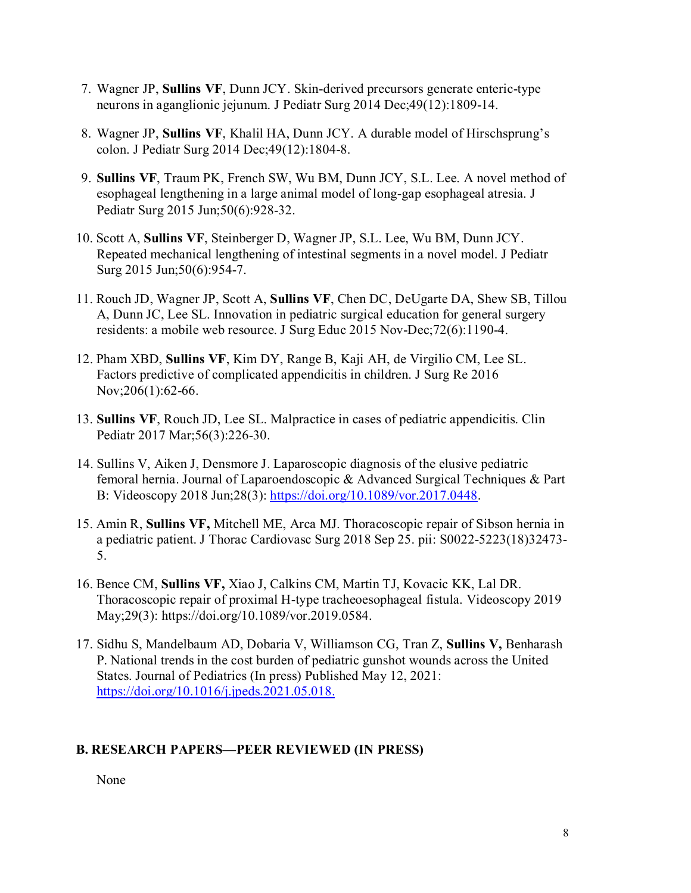7. Wagner JP, **Sullins VF**, Dunn JCY. Skin-derived precursors generate enteric-type neurons in aganglionic jejunum. J Pediatr Surg 2014 Dec;49(12):1809-14.

8. Wagner JP, **Sullins VF**, Khalil HA, Dunn JCY. A durable model of Hirschsprung's colon. J Pediatr Surg 2014 Dec;49(12):1804-8.

9. **Sullins VF**, Traum PK, French SW, Wu BM, Dunn JCY, S.L. Lee. A novel method of esophageal lengthening in a large animal model of long-gap esophageal atresia. J Pediatr Surg 2015 Jun;50(6):928-32.

10. Scott A, **Sullins VF**, Steinberger D, Wagner JP, S.L. Lee, Wu BM, Dunn JCY. Repeated mechanical lengthening of intestinal segments in a novel model. J Pediatr Surg 2015 Jun;50(6):954-7.

11. Rouch JD, Wagner JP, Scott A, **Sullins VF**, Chen DC, DeUgarte DA, Shew SB, Tillou A, Dunn JC, Lee SL. Innovation in pediatric surgical education for general surgery residents: a mobile web resource. J Surg Educ 2015 Nov-Dec;72(6):1190-4.

12. Pham XBD, **Sullins VF**, Kim DY, Range B, Kaji AH, de Virgilio CM, Lee SL. Factors predictive of complicated appendicitis in children. J Surg Re 2016 Nov;206(1):62-66.

13. **Sullins VF**, Rouch JD, Lee SL. Malpractice in cases of pediatric appendicitis. Clin Pediatr 2017 Mar;56(3):226-30.

14. Sullins V, Aiken J, Densmore J. Laparoscopic diagnosis of the elusive pediatric femoral hernia. Journal of Laparoendoscopic & Advanced Surgical Techniques & Part B: Videoscopy 2018 Jun;28(3): https://doi.org/10.1089/vor.2017.0448.

15. Amin R, **Sullins VF,** Mitchell ME, Arca MJ. Thoracoscopic repair of Sibson hernia in a pediatric patient. J Thorac Cardiovasc Surg 2018 Sep 25. pii: S0022-5223(18)32473-5.

16. Bence CM, **Sullins VF,** Xiao J, Calkins CM, Martin TJ, Kovacic KK, Lal DR. Thoracoscopic repair of proximal H-type tracheoesophageal fistula. Videoscopy 2019 May;29(3): https://doi.org/10.1089/vor.2019.0584.

17. Sidhu S, Mandelbaum AD, Dobaria V, Williamson CG, Tran Z, **Sullins V,** Benharash P. National trends in the cost burden of pediatric gunshot wounds across the United States. Journal of Pediatrics (In press) Published May 12, 2021: https://doi.org/10.1016/j.jpeds.2021.05.018.

**B. RESEARCH PAPERS—PEER REVIEWED (IN PRESS)**

None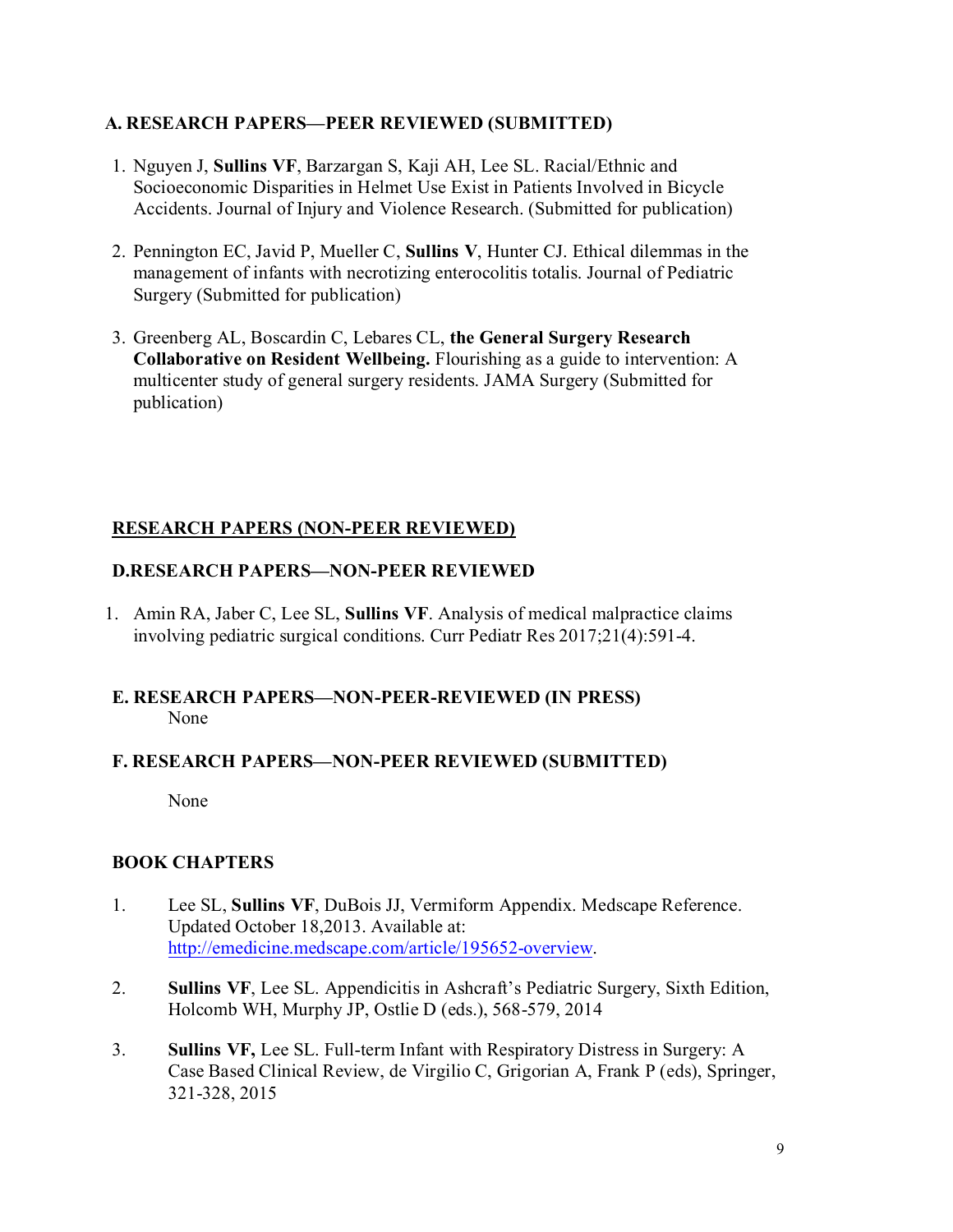### A. RESEARCH PAPERS—PEER REVIEWED (SUBMITTED)

1. Nguyen J, **Sullins VF**, Barzargan S, Kaji AH, Lee SL. Racial/Ethnic and Socioeconomic Disparities in Helmet Use Exist in Patients Involved in Bicycle Accidents. Journal of Injury and Violence Research. (Submitted for publication)

2. Pennington EC, Javid P, Mueller C, **Sullins V**, Hunter CJ. Ethical dilemmas in the management of infants with necrotizing enterocolitis totalis. Journal of Pediatric Surgery (Submitted for publication)

3. Greenberg AL, Boscardin C, Lebares CL, **the General Surgery Research Collaborative on Resident Wellbeing.** Flourishing as a guide to intervention: A multicenter study of general surgery residents. JAMA Surgery (Submitted for publication)

## RESEARCH PAPERS (NON-PEER REVIEWED)

### D.RESEARCH PAPERS—NON-PEER REVIEWED

1. Amin RA, Jaber C, Lee SL, **Sullins VF**. Analysis of medical malpractice claims involving pediatric surgical conditions. Curr Pediatr Res 2017;21(4):591-4.

### E. RESEARCH PAPERS—NON-PEER-REVIEWED (IN PRESS)

None

### F. RESEARCH PAPERS—NON-PEER REVIEWED (SUBMITTED)

None

### BOOK CHAPTERS

1. Lee SL, **Sullins VF**, DuBois JJ, Vermiform Appendix. Medscape Reference. Updated October 18,2013. Available at: http://emedicine.medscape.com/article/195652-overview.

2. **Sullins VF**, Lee SL. Appendicitis in Ashcraft's Pediatric Surgery, Sixth Edition, Holcomb WH, Murphy JP, Ostlie D (eds.), 568-579, 2014

3. **Sullins VF,** Lee SL. Full-term Infant with Respiratory Distress in Surgery: A Case Based Clinical Review, de Virgilio C, Grigorian A, Frank P (eds), Springer, 321-328, 2015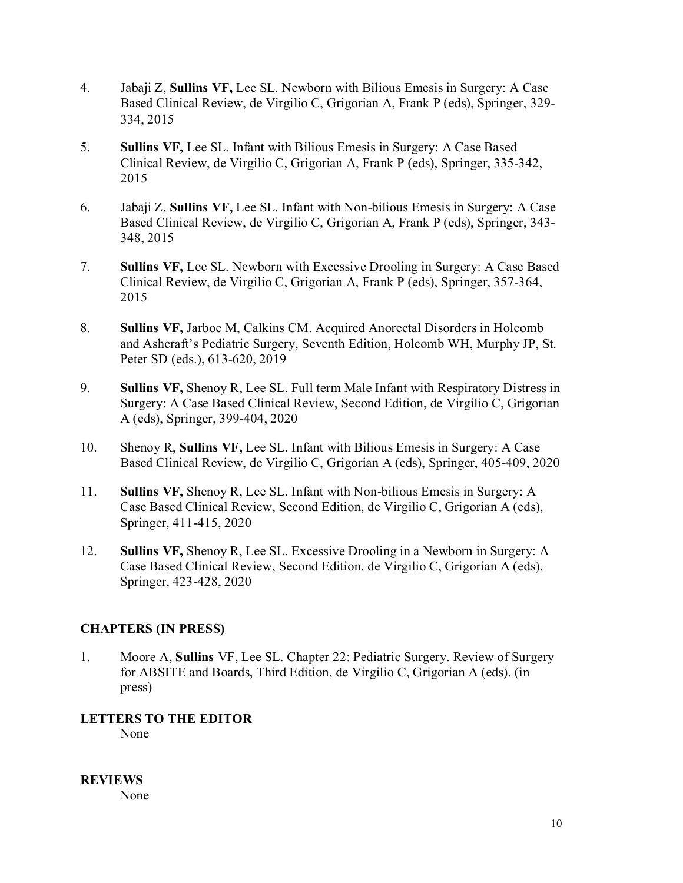4. Jabaji Z, **Sullins VF,** Lee SL. Newborn with Bilious Emesis in Surgery: A Case Based Clinical Review, de Virgilio C, Grigorian A, Frank P (eds), Springer, 329-334, 2015

5. **Sullins VF,** Lee SL. Infant with Bilious Emesis in Surgery: A Case Based Clinical Review, de Virgilio C, Grigorian A, Frank P (eds), Springer, 335-342, 2015

6. Jabaji Z, **Sullins VF,** Lee SL. Infant with Non-bilious Emesis in Surgery: A Case Based Clinical Review, de Virgilio C, Grigorian A, Frank P (eds), Springer, 343-348, 2015

7. **Sullins VF,** Lee SL. Newborn with Excessive Drooling in Surgery: A Case Based Clinical Review, de Virgilio C, Grigorian A, Frank P (eds), Springer, 357-364, 2015

8. **Sullins VF,** Jarboe M, Calkins CM. Acquired Anorectal Disorders in Holcomb and Ashcraft's Pediatric Surgery, Seventh Edition, Holcomb WH, Murphy JP, St. Peter SD (eds.), 613-620, 2019

9. **Sullins VF,** Shenoy R, Lee SL. Full term Male Infant with Respiratory Distress in Surgery: A Case Based Clinical Review, Second Edition, de Virgilio C, Grigorian A (eds), Springer, 399-404, 2020

10. Shenoy R, **Sullins VF,** Lee SL. Infant with Bilious Emesis in Surgery: A Case Based Clinical Review, de Virgilio C, Grigorian A (eds), Springer, 405-409, 2020

11. **Sullins VF,** Shenoy R, Lee SL. Infant with Non-bilious Emesis in Surgery: A Case Based Clinical Review, Second Edition, de Virgilio C, Grigorian A (eds), Springer, 411-415, 2020

12. **Sullins VF,** Shenoy R, Lee SL. Excessive Drooling in a Newborn in Surgery: A Case Based Clinical Review, Second Edition, de Virgilio C, Grigorian A (eds), Springer, 423-428, 2020

## CHAPTERS (IN PRESS)

1. Moore A, **Sullins** VF, Lee SL. Chapter 22: Pediatric Surgery. Review of Surgery for ABSITE and Boards, Third Edition, de Virgilio C, Grigorian A (eds). (in press)

## LETTERS TO THE EDITOR

None

## REVIEWS

None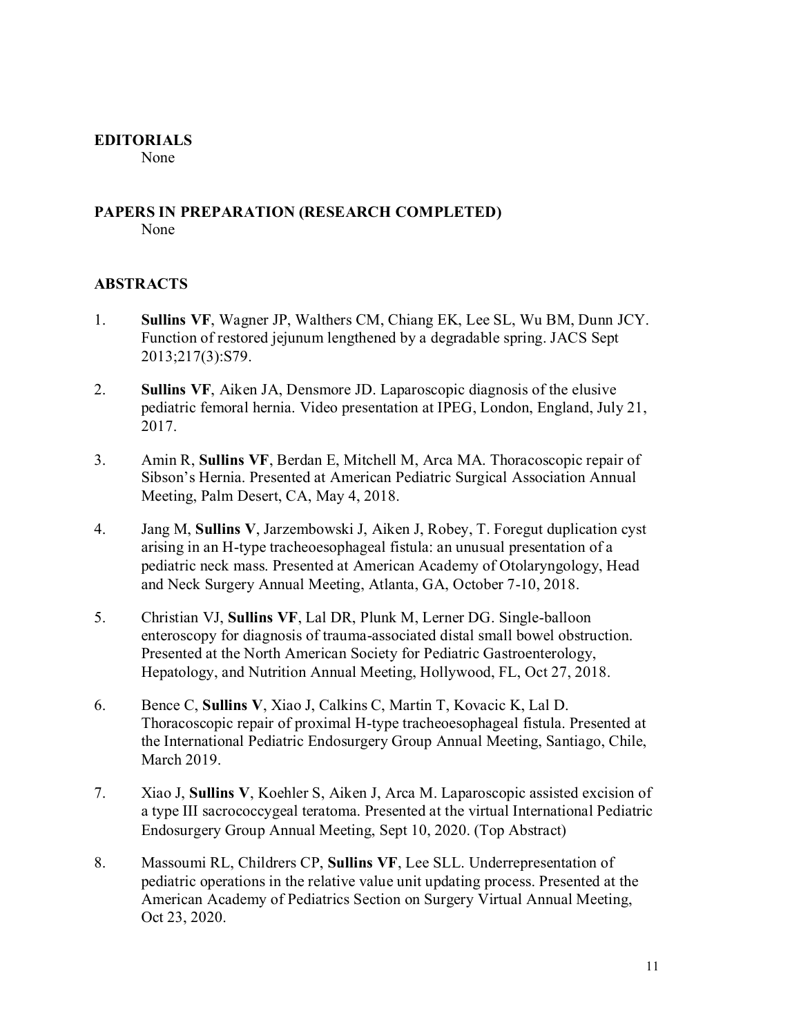## EDITORIALS

None

## PAPERS IN PREPARATION (RESEARCH COMPLETED)

None

## ABSTRACTS

1. **Sullins VF**, Wagner JP, Walthers CM, Chiang EK, Lee SL, Wu BM, Dunn JCY. Function of restored jejunum lengthened by a degradable spring. JACS Sept 2013;217(3):S79.

2. **Sullins VF**, Aiken JA, Densmore JD. Laparoscopic diagnosis of the elusive pediatric femoral hernia. Video presentation at IPEG, London, England, July 21, 2017.

3. Amin R, **Sullins VF**, Berdan E, Mitchell M, Arca MA. Thoracoscopic repair of Sibson's Hernia. Presented at American Pediatric Surgical Association Annual Meeting, Palm Desert, CA, May 4, 2018.

4. Jang M, **Sullins V**, Jarzembowski J, Aiken J, Robey, T. Foregut duplication cyst arising in an H-type tracheoesophageal fistula: an unusual presentation of a pediatric neck mass. Presented at American Academy of Otolaryngology, Head and Neck Surgery Annual Meeting, Atlanta, GA, October 7-10, 2018.

5. Christian VJ, **Sullins VF**, Lal DR, Plunk M, Lerner DG. Single-balloon enteroscopy for diagnosis of trauma-associated distal small bowel obstruction. Presented at the North American Society for Pediatric Gastroenterology, Hepatology, and Nutrition Annual Meeting, Hollywood, FL, Oct 27, 2018.

6. Bence C, **Sullins V**, Xiao J, Calkins C, Martin T, Kovacic K, Lal D. Thoracoscopic repair of proximal H-type tracheoesophageal fistula. Presented at the International Pediatric Endosurgery Group Annual Meeting, Santiago, Chile, March 2019.

7. Xiao J, **Sullins V**, Koehler S, Aiken J, Arca M. Laparoscopic assisted excision of a type III sacrococcygeal teratoma. Presented at the virtual International Pediatric Endosurgery Group Annual Meeting, Sept 10, 2020. (Top Abstract)

8. Massoumi RL, Childrers CP, **Sullins VF**, Lee SLL. Underrepresentation of pediatric operations in the relative value unit updating process. Presented at the American Academy of Pediatrics Section on Surgery Virtual Annual Meeting, Oct 23, 2020.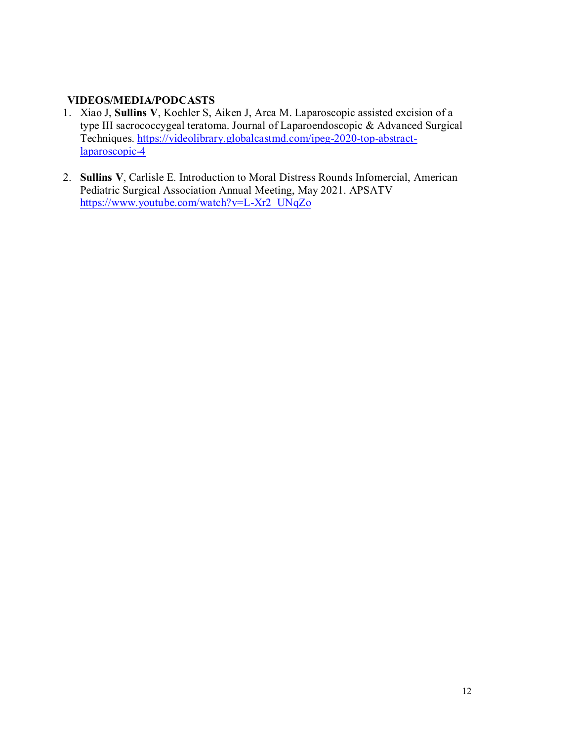**VIDEOS/MEDIA/PODCASTS**

1. Xiao J, **Sullins V**, Koehler S, Aiken J, Arca M. Laparoscopic assisted excision of a type III sacrococcygeal teratoma. Journal of Laparoendoscopic & Advanced Surgical Techniques. https://videolibrary.globalcastmd.com/ipeg-2020-top-abstract-laparoscopic-4

2. **Sullins V**, Carlisle E. Introduction to Moral Distress Rounds Infomercial, American Pediatric Surgical Association Annual Meeting, May 2021. APSATV https://www.youtube.com/watch?v=L-Xr2_UNqZo